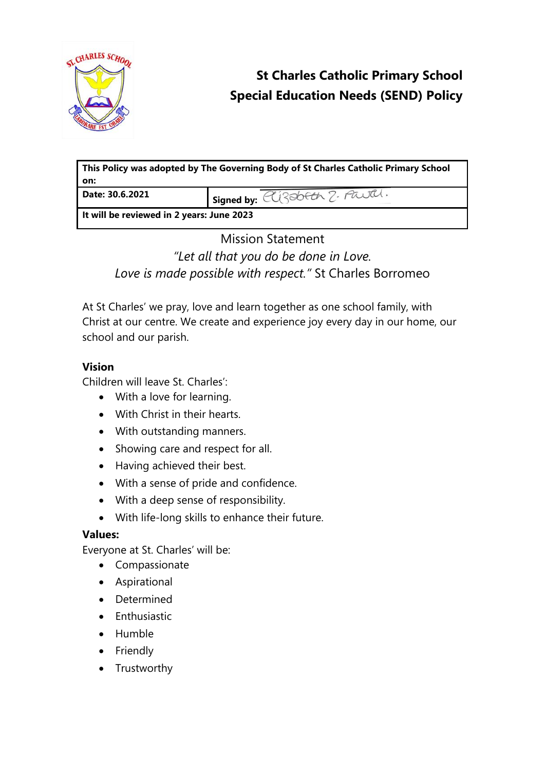# St Charles Catholic Primary School
## Special Education Needs (SEND) Policy

| This Policy was adopted by The Governing Body of St Charles Catholic Primary School on: | |
|---|---|
| **Date: 30.6.2021** | **Signed by:** Elizabeth Z. Pawel. |
| **It will be reviewed in 2 years: June 2023** | |

Mission Statement

*"Let all that you do be done in Love.*
*Love is made possible with respect."* St Charles Borromeo

At St Charles' we pray, love and learn together as one school family, with Christ at our centre. We create and experience joy every day in our home, our school and our parish.

### Vision

Children will leave St. Charles':

- With a love for learning.
- With Christ in their hearts.
- With outstanding manners.
- Showing care and respect for all.
- Having achieved their best.
- With a sense of pride and confidence.
- With a deep sense of responsibility.
- With life-long skills to enhance their future.

### Values:

Everyone at St. Charles' will be:

- Compassionate
- Aspirational
- Determined
- Enthusiastic
- Humble
- Friendly
- Trustworthy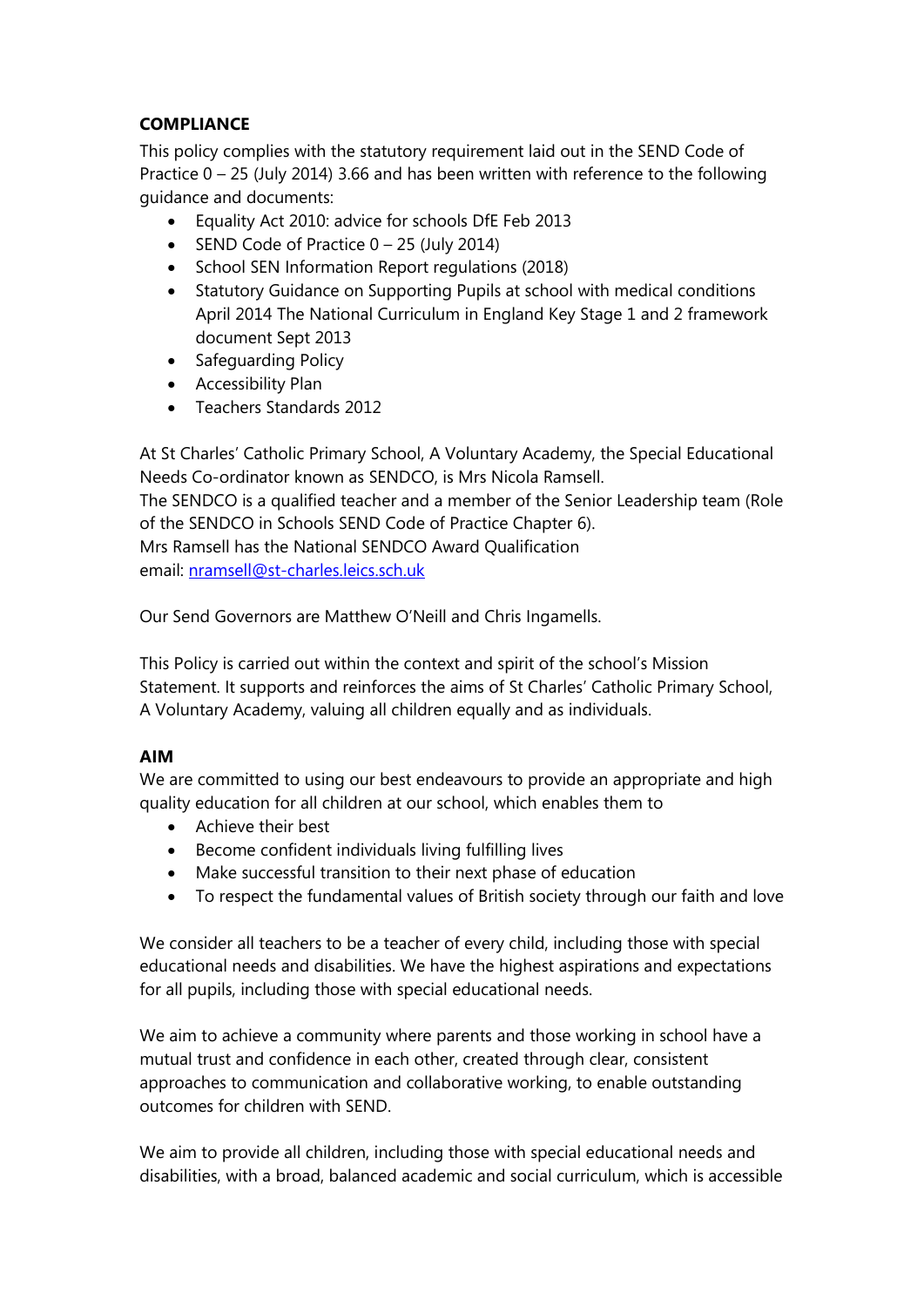## COMPLIANCE

This policy complies with the statutory requirement laid out in the SEND Code of Practice 0 – 25 (July 2014) 3.66 and has been written with reference to the following guidance and documents:

- Equality Act 2010: advice for schools DfE Feb 2013
- SEND Code of Practice 0 – 25 (July 2014)
- School SEN Information Report regulations (2018)
- Statutory Guidance on Supporting Pupils at school with medical conditions April 2014 The National Curriculum in England Key Stage 1 and 2 framework document Sept 2013
- Safeguarding Policy
- Accessibility Plan
- Teachers Standards 2012

At St Charles' Catholic Primary School, A Voluntary Academy, the Special Educational Needs Co-ordinator known as SENDCO, is Mrs Nicola Ramsell.
The SENDCO is a qualified teacher and a member of the Senior Leadership team (Role of the SENDCO in Schools SEND Code of Practice Chapter 6).
Mrs Ramsell has the National SENDCO Award Qualification
email: nramsell@st-charles.leics.sch.uk

Our Send Governors are Matthew O'Neill and Chris Ingamells.

This Policy is carried out within the context and spirit of the school's Mission Statement. It supports and reinforces the aims of St Charles' Catholic Primary School, A Voluntary Academy, valuing all children equally and as individuals.

## AIM

We are committed to using our best endeavours to provide an appropriate and high quality education for all children at our school, which enables them to

- Achieve their best
- Become confident individuals living fulfilling lives
- Make successful transition to their next phase of education
- To respect the fundamental values of British society through our faith and love

We consider all teachers to be a teacher of every child, including those with special educational needs and disabilities. We have the highest aspirations and expectations for all pupils, including those with special educational needs.

We aim to achieve a community where parents and those working in school have a mutual trust and confidence in each other, created through clear, consistent approaches to communication and collaborative working, to enable outstanding outcomes for children with SEND.

We aim to provide all children, including those with special educational needs and disabilities, with a broad, balanced academic and social curriculum, which is accessible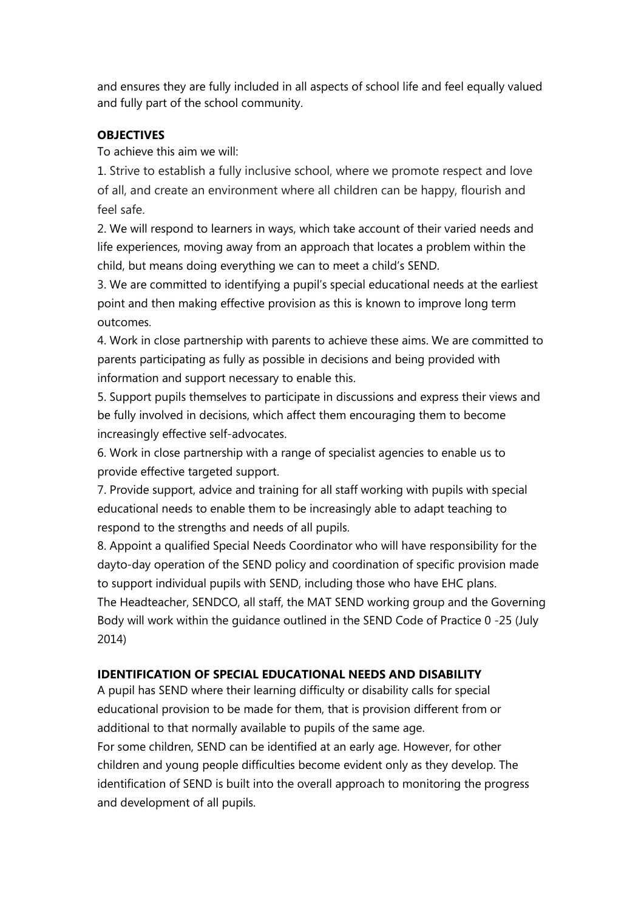and ensures they are fully included in all aspects of school life and feel equally valued and fully part of the school community.

**OBJECTIVES**

To achieve this aim we will:

1. Strive to establish a fully inclusive school, where we promote respect and love of all, and create an environment where all children can be happy, flourish and feel safe.
2. We will respond to learners in ways, which take account of their varied needs and life experiences, moving away from an approach that locates a problem within the child, but means doing everything we can to meet a child's SEND.
3. We are committed to identifying a pupil's special educational needs at the earliest point and then making effective provision as this is known to improve long term outcomes.
4. Work in close partnership with parents to achieve these aims. We are committed to parents participating as fully as possible in decisions and being provided with information and support necessary to enable this.
5. Support pupils themselves to participate in discussions and express their views and be fully involved in decisions, which affect them encouraging them to become increasingly effective self-advocates.
6. Work in close partnership with a range of specialist agencies to enable us to provide effective targeted support.
7. Provide support, advice and training for all staff working with pupils with special educational needs to enable them to be increasingly able to adapt teaching to respond to the strengths and needs of all pupils.
8. Appoint a qualified Special Needs Coordinator who will have responsibility for the dayto-day operation of the SEND policy and coordination of specific provision made to support individual pupils with SEND, including those who have EHC plans.

The Headteacher, SENDCO, all staff, the MAT SEND working group and the Governing Body will work within the guidance outlined in the SEND Code of Practice 0 -25 (July 2014)

**IDENTIFICATION OF SPECIAL EDUCATIONAL NEEDS AND DISABILITY**

A pupil has SEND where their learning difficulty or disability calls for special educational provision to be made for them, that is provision different from or additional to that normally available to pupils of the same age.

For some children, SEND can be identified at an early age. However, for other children and young people difficulties become evident only as they develop. The identification of SEND is built into the overall approach to monitoring the progress and development of all pupils.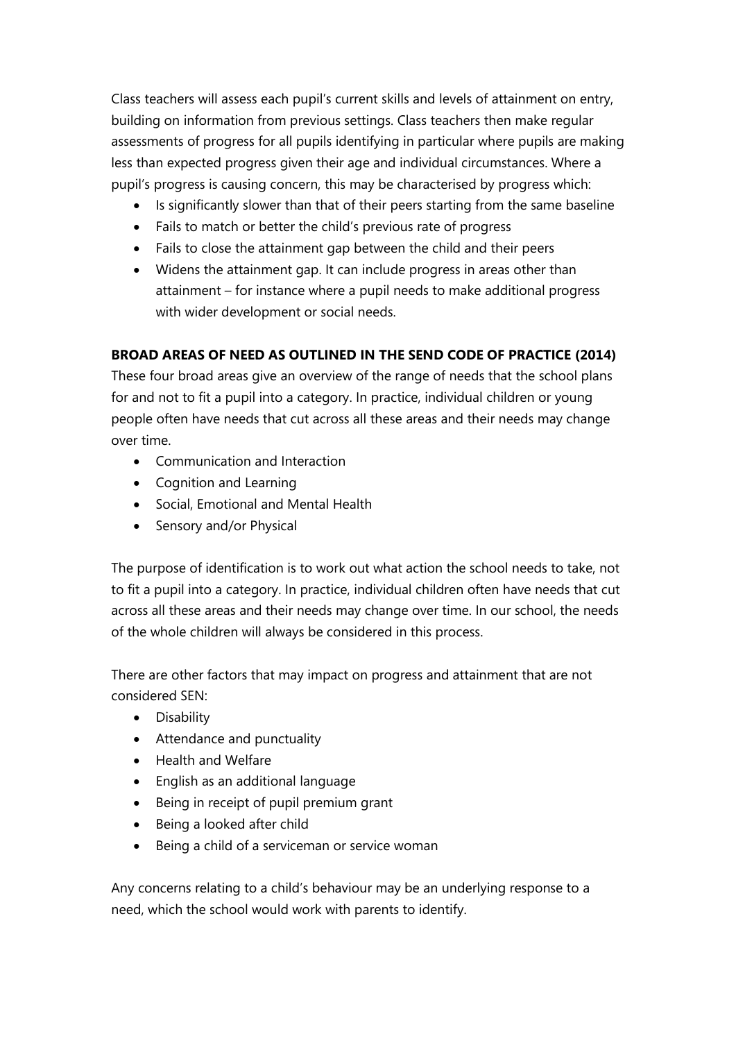Class teachers will assess each pupil's current skills and levels of attainment on entry, building on information from previous settings. Class teachers then make regular assessments of progress for all pupils identifying in particular where pupils are making less than expected progress given their age and individual circumstances. Where a pupil's progress is causing concern, this may be characterised by progress which:

- Is significantly slower than that of their peers starting from the same baseline
- Fails to match or better the child's previous rate of progress
- Fails to close the attainment gap between the child and their peers
- Widens the attainment gap. It can include progress in areas other than attainment – for instance where a pupil needs to make additional progress with wider development or social needs.

**BROAD AREAS OF NEED AS OUTLINED IN THE SEND CODE OF PRACTICE (2014)**

These four broad areas give an overview of the range of needs that the school plans for and not to fit a pupil into a category. In practice, individual children or young people often have needs that cut across all these areas and their needs may change over time.

- Communication and Interaction
- Cognition and Learning
- Social, Emotional and Mental Health
- Sensory and/or Physical

The purpose of identification is to work out what action the school needs to take, not to fit a pupil into a category. In practice, individual children often have needs that cut across all these areas and their needs may change over time. In our school, the needs of the whole children will always be considered in this process.

There are other factors that may impact on progress and attainment that are not considered SEN:

- Disability
- Attendance and punctuality
- Health and Welfare
- English as an additional language
- Being in receipt of pupil premium grant
- Being a looked after child
- Being a child of a serviceman or service woman

Any concerns relating to a child's behaviour may be an underlying response to a need, which the school would work with parents to identify.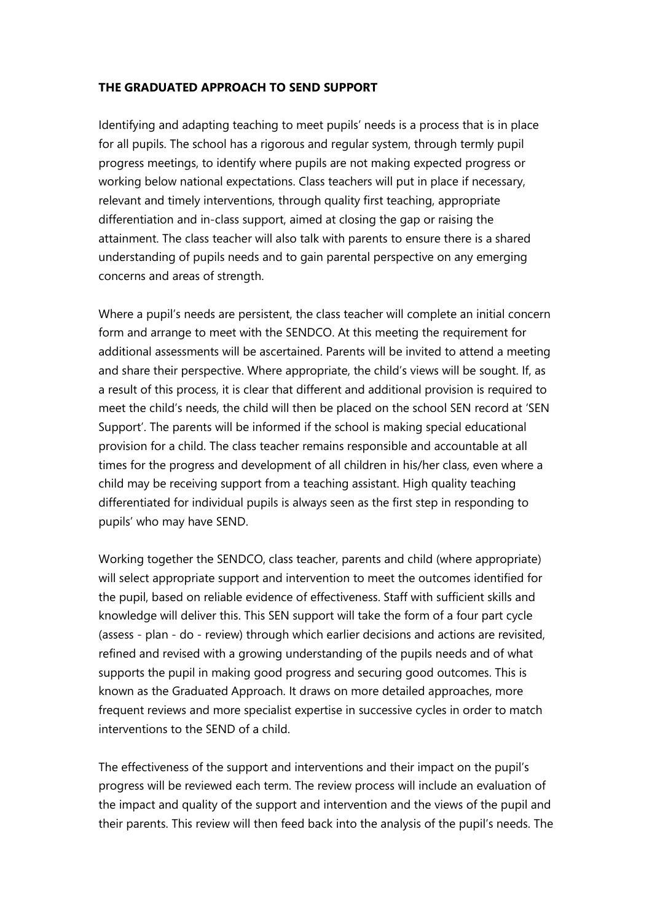**THE GRADUATED APPROACH TO SEND SUPPORT**

Identifying and adapting teaching to meet pupils' needs is a process that is in place for all pupils. The school has a rigorous and regular system, through termly pupil progress meetings, to identify where pupils are not making expected progress or working below national expectations. Class teachers will put in place if necessary, relevant and timely interventions, through quality first teaching, appropriate differentiation and in-class support, aimed at closing the gap or raising the attainment. The class teacher will also talk with parents to ensure there is a shared understanding of pupils needs and to gain parental perspective on any emerging concerns and areas of strength.

Where a pupil's needs are persistent, the class teacher will complete an initial concern form and arrange to meet with the SENDCO. At this meeting the requirement for additional assessments will be ascertained. Parents will be invited to attend a meeting and share their perspective. Where appropriate, the child's views will be sought. If, as a result of this process, it is clear that different and additional provision is required to meet the child's needs, the child will then be placed on the school SEN record at 'SEN Support'. The parents will be informed if the school is making special educational provision for a child. The class teacher remains responsible and accountable at all times for the progress and development of all children in his/her class, even where a child may be receiving support from a teaching assistant. High quality teaching differentiated for individual pupils is always seen as the first step in responding to pupils' who may have SEND.

Working together the SENDCO, class teacher, parents and child (where appropriate) will select appropriate support and intervention to meet the outcomes identified for the pupil, based on reliable evidence of effectiveness. Staff with sufficient skills and knowledge will deliver this. This SEN support will take the form of a four part cycle (assess - plan - do - review) through which earlier decisions and actions are revisited, refined and revised with a growing understanding of the pupils needs and of what supports the pupil in making good progress and securing good outcomes. This is known as the Graduated Approach. It draws on more detailed approaches, more frequent reviews and more specialist expertise in successive cycles in order to match interventions to the SEND of a child.

The effectiveness of the support and interventions and their impact on the pupil's progress will be reviewed each term. The review process will include an evaluation of the impact and quality of the support and intervention and the views of the pupil and their parents. This review will then feed back into the analysis of the pupil's needs. The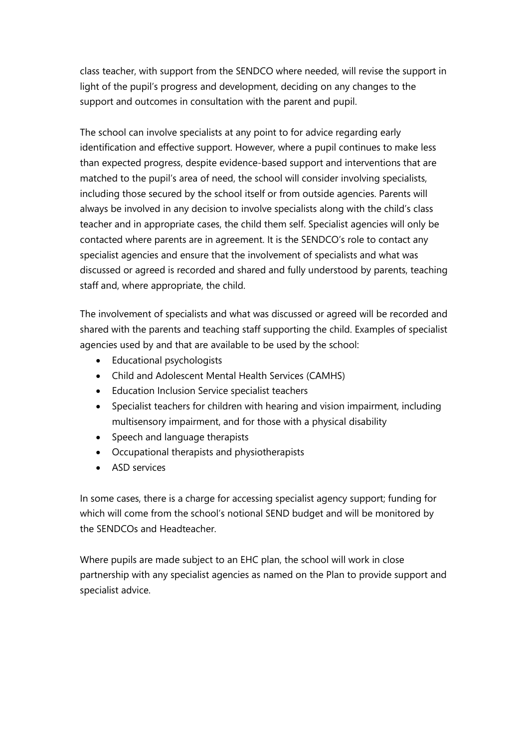class teacher, with support from the SENDCO where needed, will revise the support in light of the pupil's progress and development, deciding on any changes to the support and outcomes in consultation with the parent and pupil.

The school can involve specialists at any point to for advice regarding early identification and effective support. However, where a pupil continues to make less than expected progress, despite evidence-based support and interventions that are matched to the pupil's area of need, the school will consider involving specialists, including those secured by the school itself or from outside agencies. Parents will always be involved in any decision to involve specialists along with the child's class teacher and in appropriate cases, the child them self. Specialist agencies will only be contacted where parents are in agreement. It is the SENDCO's role to contact any specialist agencies and ensure that the involvement of specialists and what was discussed or agreed is recorded and shared and fully understood by parents, teaching staff and, where appropriate, the child.

The involvement of specialists and what was discussed or agreed will be recorded and shared with the parents and teaching staff supporting the child. Examples of specialist agencies used by and that are available to be used by the school:

- Educational psychologists
- Child and Adolescent Mental Health Services (CAMHS)
- Education Inclusion Service specialist teachers
- Specialist teachers for children with hearing and vision impairment, including multisensory impairment, and for those with a physical disability
- Speech and language therapists
- Occupational therapists and physiotherapists
- ASD services

In some cases, there is a charge for accessing specialist agency support; funding for which will come from the school's notional SEND budget and will be monitored by the SENDCOs and Headteacher.

Where pupils are made subject to an EHC plan, the school will work in close partnership with any specialist agencies as named on the Plan to provide support and specialist advice.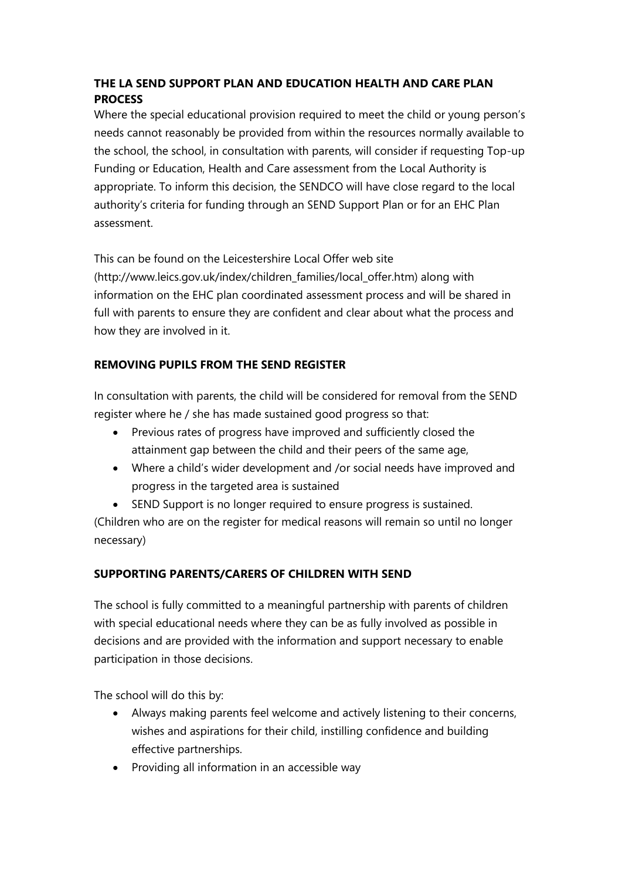## THE LA SEND SUPPORT PLAN AND EDUCATION HEALTH AND CARE PLAN PROCESS

Where the special educational provision required to meet the child or young person's needs cannot reasonably be provided from within the resources normally available to the school, the school, in consultation with parents, will consider if requesting Top-up Funding or Education, Health and Care assessment from the Local Authority is appropriate. To inform this decision, the SENDCO will have close regard to the local authority's criteria for funding through an SEND Support Plan or for an EHC Plan assessment.

This can be found on the Leicestershire Local Offer web site (http://www.leics.gov.uk/index/children_families/local_offer.htm) along with information on the EHC plan coordinated assessment process and will be shared in full with parents to ensure they are confident and clear about what the process and how they are involved in it.

## REMOVING PUPILS FROM THE SEND REGISTER

In consultation with parents, the child will be considered for removal from the SEND register where he / she has made sustained good progress so that:

- Previous rates of progress have improved and sufficiently closed the attainment gap between the child and their peers of the same age,
- Where a child's wider development and /or social needs have improved and progress in the targeted area is sustained
- SEND Support is no longer required to ensure progress is sustained.

(Children who are on the register for medical reasons will remain so until no longer necessary)

## SUPPORTING PARENTS/CARERS OF CHILDREN WITH SEND

The school is fully committed to a meaningful partnership with parents of children with special educational needs where they can be as fully involved as possible in decisions and are provided with the information and support necessary to enable participation in those decisions.

The school will do this by:

- Always making parents feel welcome and actively listening to their concerns, wishes and aspirations for their child, instilling confidence and building effective partnerships.
- Providing all information in an accessible way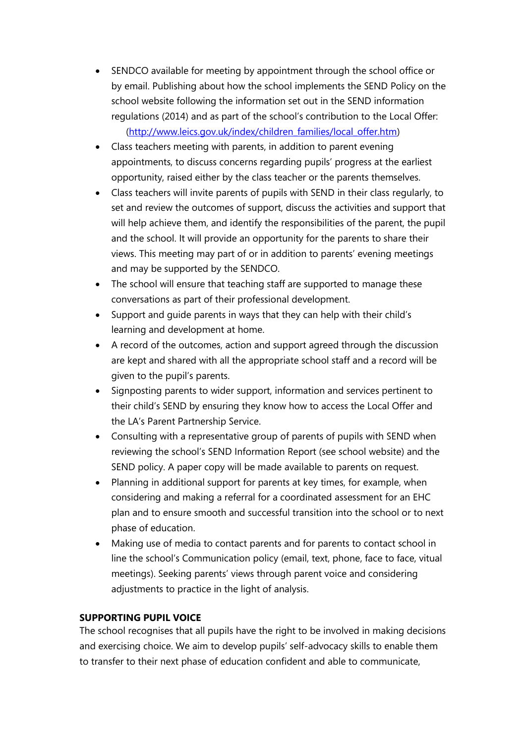- SENDCO available for meeting by appointment through the school office or by email. Publishing about how the school implements the SEND Policy on the school website following the information set out in the SEND information regulations (2014) and as part of the school's contribution to the Local Offer: ([http://www.leics.gov.uk/index/children_families/local_offer.htm](http://www.leics.gov.uk/index/children_families/local_offer.htm))
- Class teachers meeting with parents, in addition to parent evening appointments, to discuss concerns regarding pupils' progress at the earliest opportunity, raised either by the class teacher or the parents themselves.
- Class teachers will invite parents of pupils with SEND in their class regularly, to set and review the outcomes of support, discuss the activities and support that will help achieve them, and identify the responsibilities of the parent, the pupil and the school. It will provide an opportunity for the parents to share their views. This meeting may part of or in addition to parents' evening meetings and may be supported by the SENDCO.
- The school will ensure that teaching staff are supported to manage these conversations as part of their professional development.
- Support and guide parents in ways that they can help with their child's learning and development at home.
- A record of the outcomes, action and support agreed through the discussion are kept and shared with all the appropriate school staff and a record will be given to the pupil's parents.
- Signposting parents to wider support, information and services pertinent to their child's SEND by ensuring they know how to access the Local Offer and the LA's Parent Partnership Service.
- Consulting with a representative group of parents of pupils with SEND when reviewing the school's SEND Information Report (see school website) and the SEND policy. A paper copy will be made available to parents on request.
- Planning in additional support for parents at key times, for example, when considering and making a referral for a coordinated assessment for an EHC plan and to ensure smooth and successful transition into the school or to next phase of education.
- Making use of media to contact parents and for parents to contact school in line the school's Communication policy (email, text, phone, face to face, vitual meetings). Seeking parents' views through parent voice and considering adjustments to practice in the light of analysis.

**SUPPORTING PUPIL VOICE**

The school recognises that all pupils have the right to be involved in making decisions and exercising choice. We aim to develop pupils' self-advocacy skills to enable them to transfer to their next phase of education confident and able to communicate,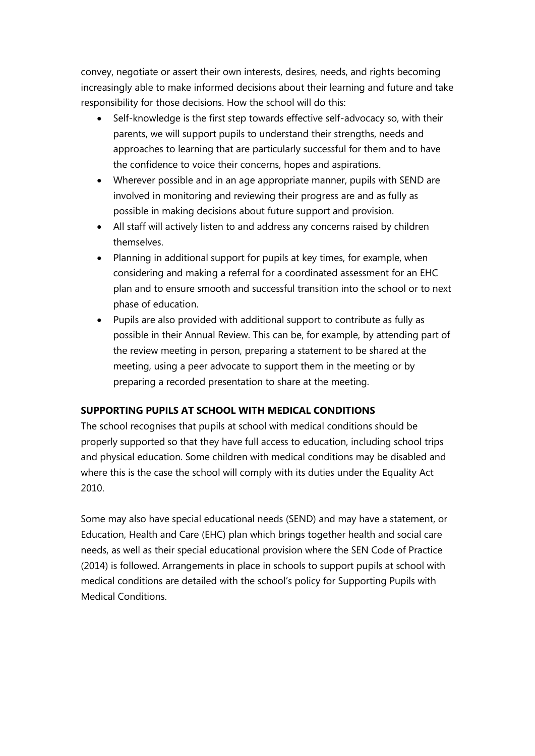convey, negotiate or assert their own interests, desires, needs, and rights becoming increasingly able to make informed decisions about their learning and future and take responsibility for those decisions. How the school will do this:

- Self-knowledge is the first step towards effective self-advocacy so, with their parents, we will support pupils to understand their strengths, needs and approaches to learning that are particularly successful for them and to have the confidence to voice their concerns, hopes and aspirations.
- Wherever possible and in an age appropriate manner, pupils with SEND are involved in monitoring and reviewing their progress are and as fully as possible in making decisions about future support and provision.
- All staff will actively listen to and address any concerns raised by children themselves.
- Planning in additional support for pupils at key times, for example, when considering and making a referral for a coordinated assessment for an EHC plan and to ensure smooth and successful transition into the school or to next phase of education.
- Pupils are also provided with additional support to contribute as fully as possible in their Annual Review. This can be, for example, by attending part of the review meeting in person, preparing a statement to be shared at the meeting, using a peer advocate to support them in the meeting or by preparing a recorded presentation to share at the meeting.

**SUPPORTING PUPILS AT SCHOOL WITH MEDICAL CONDITIONS**

The school recognises that pupils at school with medical conditions should be properly supported so that they have full access to education, including school trips and physical education. Some children with medical conditions may be disabled and where this is the case the school will comply with its duties under the Equality Act 2010.

Some may also have special educational needs (SEND) and may have a statement, or Education, Health and Care (EHC) plan which brings together health and social care needs, as well as their special educational provision where the SEN Code of Practice (2014) is followed. Arrangements in place in schools to support pupils at school with medical conditions are detailed with the school's policy for Supporting Pupils with Medical Conditions.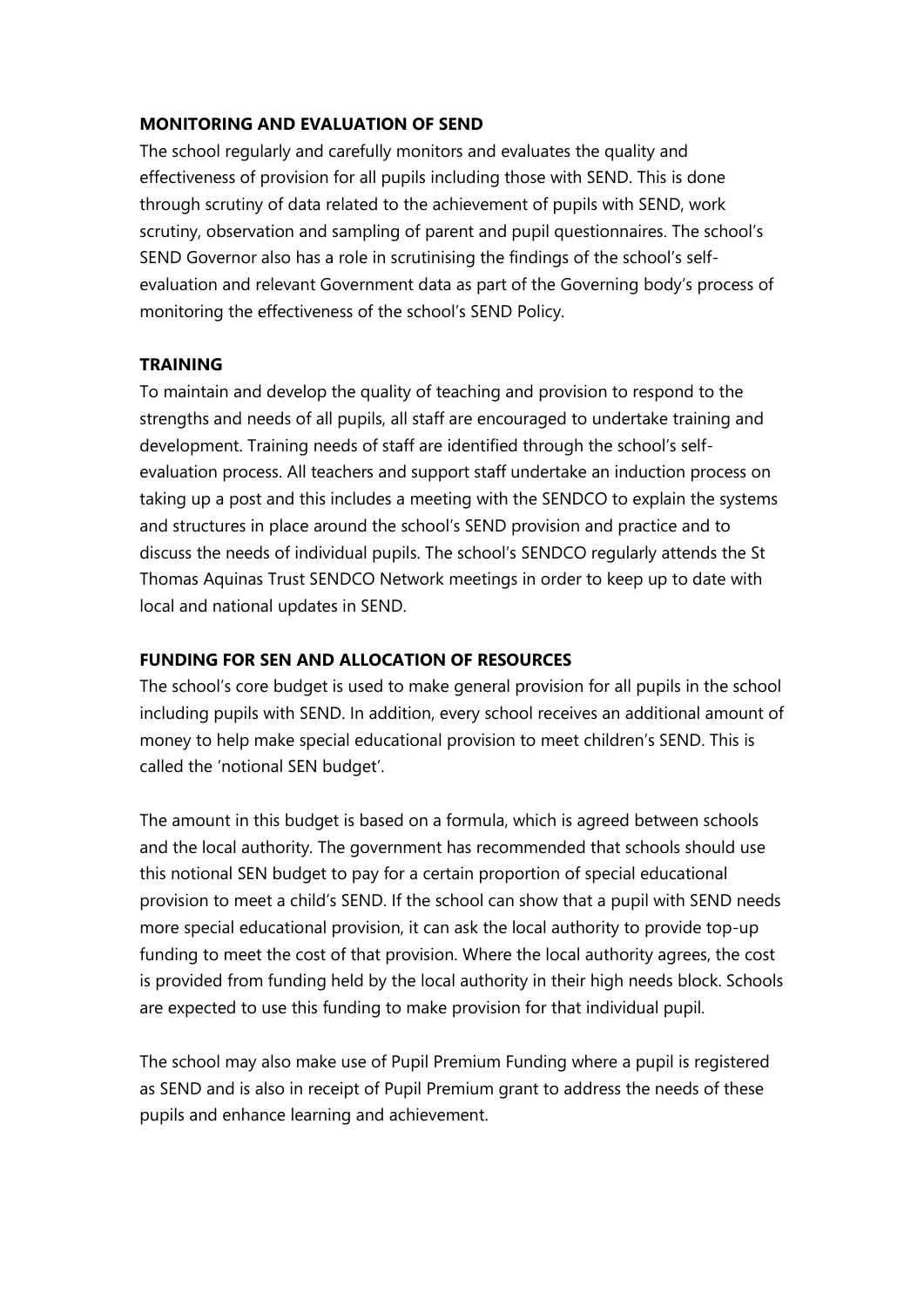## MONITORING AND EVALUATION OF SEND

The school regularly and carefully monitors and evaluates the quality and effectiveness of provision for all pupils including those with SEND. This is done through scrutiny of data related to the achievement of pupils with SEND, work scrutiny, observation and sampling of parent and pupil questionnaires. The school's SEND Governor also has a role in scrutinising the findings of the school's self-evaluation and relevant Government data as part of the Governing body's process of monitoring the effectiveness of the school's SEND Policy.

## TRAINING

To maintain and develop the quality of teaching and provision to respond to the strengths and needs of all pupils, all staff are encouraged to undertake training and development. Training needs of staff are identified through the school's self-evaluation process. All teachers and support staff undertake an induction process on taking up a post and this includes a meeting with the SENDCO to explain the systems and structures in place around the school's SEND provision and practice and to discuss the needs of individual pupils. The school's SENDCO regularly attends the St Thomas Aquinas Trust SENDCO Network meetings in order to keep up to date with local and national updates in SEND.

## FUNDING FOR SEN AND ALLOCATION OF RESOURCES

The school's core budget is used to make general provision for all pupils in the school including pupils with SEND. In addition, every school receives an additional amount of money to help make special educational provision to meet children's SEND. This is called the 'notional SEN budget'.

The amount in this budget is based on a formula, which is agreed between schools and the local authority. The government has recommended that schools should use this notional SEN budget to pay for a certain proportion of special educational provision to meet a child's SEND. If the school can show that a pupil with SEND needs more special educational provision, it can ask the local authority to provide top-up funding to meet the cost of that provision. Where the local authority agrees, the cost is provided from funding held by the local authority in their high needs block. Schools are expected to use this funding to make provision for that individual pupil.

The school may also make use of Pupil Premium Funding where a pupil is registered as SEND and is also in receipt of Pupil Premium grant to address the needs of these pupils and enhance learning and achievement.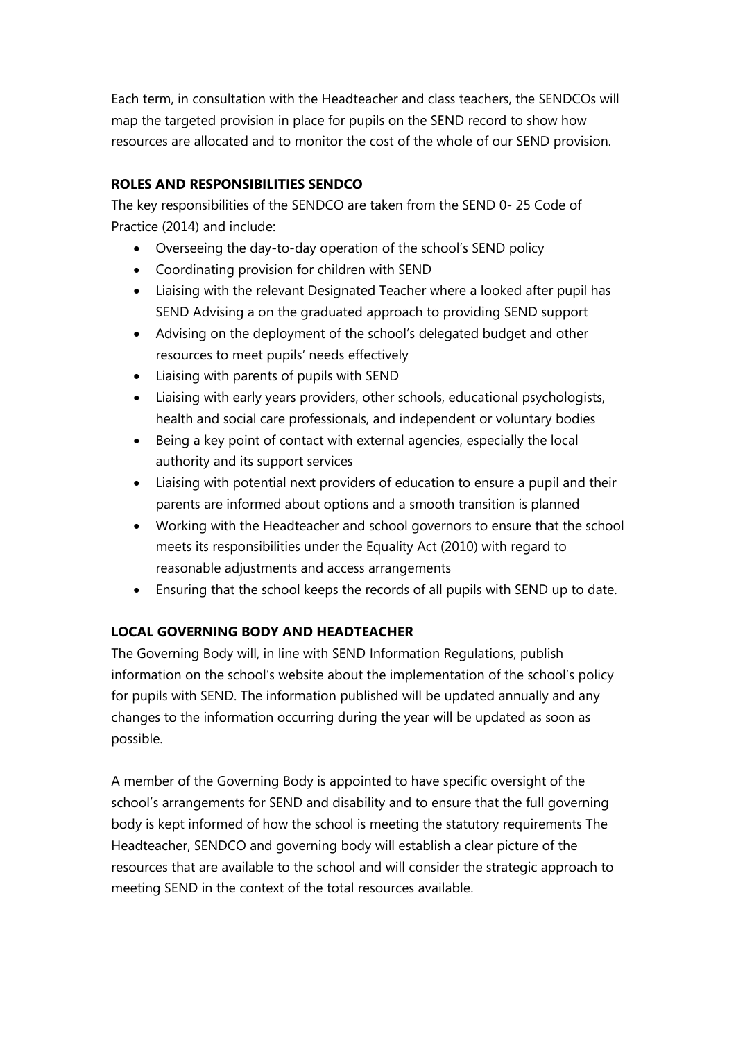Each term, in consultation with the Headteacher and class teachers, the SENDCOs will map the targeted provision in place for pupils on the SEND record to show how resources are allocated and to monitor the cost of the whole of our SEND provision.

**ROLES AND RESPONSIBILITIES SENDCO**

The key responsibilities of the SENDCO are taken from the SEND 0- 25 Code of Practice (2014) and include:

- Overseeing the day-to-day operation of the school's SEND policy
- Coordinating provision for children with SEND
- Liaising with the relevant Designated Teacher where a looked after pupil has SEND Advising a on the graduated approach to providing SEND support
- Advising on the deployment of the school's delegated budget and other resources to meet pupils' needs effectively
- Liaising with parents of pupils with SEND
- Liaising with early years providers, other schools, educational psychologists, health and social care professionals, and independent or voluntary bodies
- Being a key point of contact with external agencies, especially the local authority and its support services
- Liaising with potential next providers of education to ensure a pupil and their parents are informed about options and a smooth transition is planned
- Working with the Headteacher and school governors to ensure that the school meets its responsibilities under the Equality Act (2010) with regard to reasonable adjustments and access arrangements
- Ensuring that the school keeps the records of all pupils with SEND up to date.

**LOCAL GOVERNING BODY AND HEADTEACHER**

The Governing Body will, in line with SEND Information Regulations, publish information on the school's website about the implementation of the school's policy for pupils with SEND. The information published will be updated annually and any changes to the information occurring during the year will be updated as soon as possible.

A member of the Governing Body is appointed to have specific oversight of the school's arrangements for SEND and disability and to ensure that the full governing body is kept informed of how the school is meeting the statutory requirements The Headteacher, SENDCO and governing body will establish a clear picture of the resources that are available to the school and will consider the strategic approach to meeting SEND in the context of the total resources available.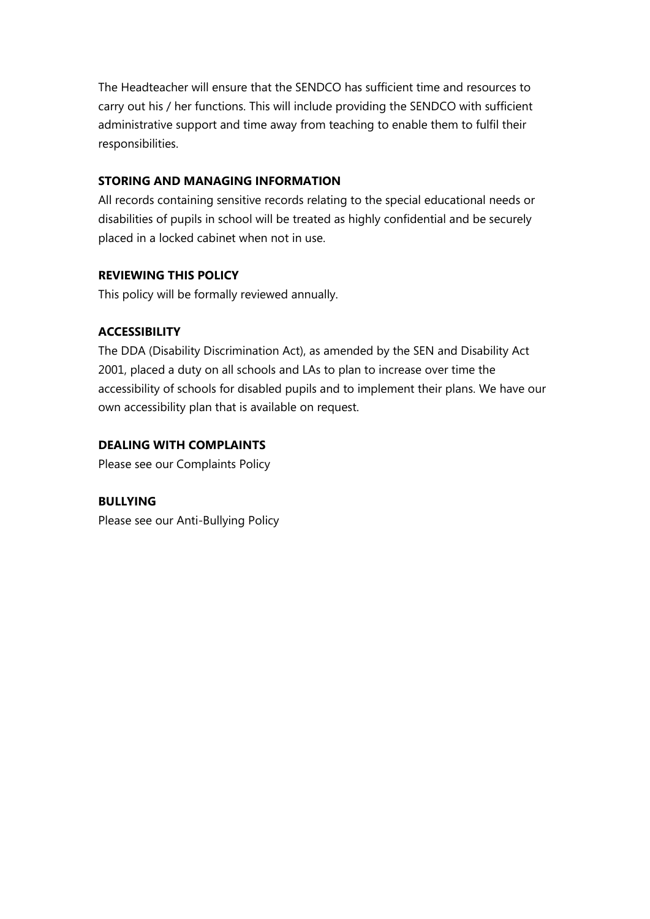The Headteacher will ensure that the SENDCO has sufficient time and resources to carry out his / her functions. This will include providing the SENDCO with sufficient administrative support and time away from teaching to enable them to fulfil their responsibilities.

**STORING AND MANAGING INFORMATION**

All records containing sensitive records relating to the special educational needs or disabilities of pupils in school will be treated as highly confidential and be securely placed in a locked cabinet when not in use.

**REVIEWING THIS POLICY**

This policy will be formally reviewed annually.

**ACCESSIBILITY**

The DDA (Disability Discrimination Act), as amended by the SEN and Disability Act 2001, placed a duty on all schools and LAs to plan to increase over time the accessibility of schools for disabled pupils and to implement their plans. We have our own accessibility plan that is available on request.

**DEALING WITH COMPLAINTS**

Please see our Complaints Policy

**BULLYING**

Please see our Anti-Bullying Policy